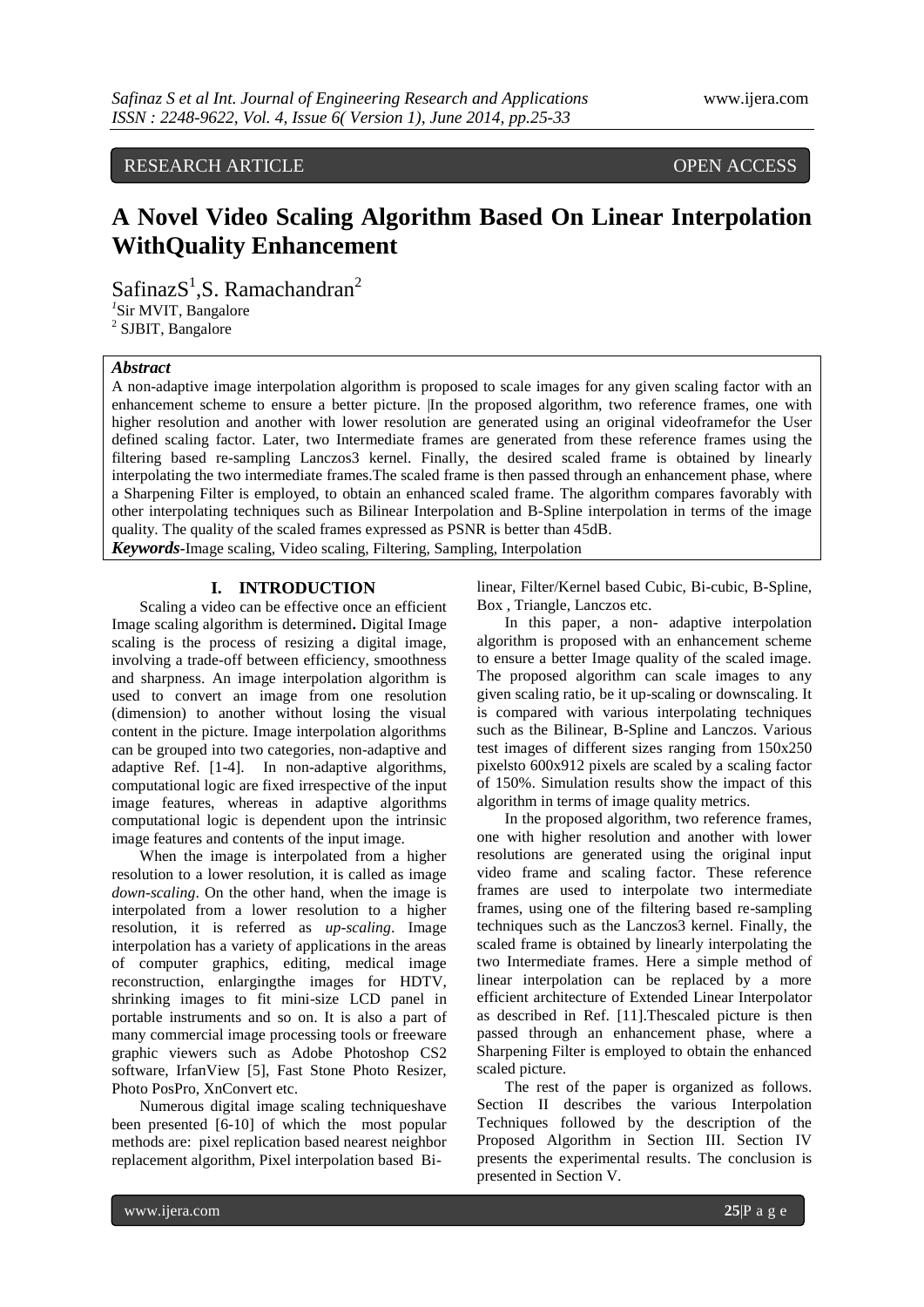RESEARCH ARTICLE OPEN ACCESS

# A Novel Video Scaling Algorithm Based On Linear Interpolation WithQuality Enhancement

SafinazS[1],S. Ramachandran[2]

[1]Sir MVIT, Bangalore
[2] SJBIT, Bangalore

***Abstract***

A non-adaptive image interpolation algorithm is proposed to scale images for any given scaling factor with an enhancement scheme to ensure a better picture. |In the proposed algorithm, two reference frames, one with higher resolution and another with lower resolution are generated using an original videoframefor the User defined scaling factor. Later, two Intermediate frames are generated from these reference frames using the filtering based re-sampling Lanczos3 kernel. Finally, the desired scaled frame is obtained by linearly interpolating the two intermediate frames.The scaled frame is then passed through an enhancement phase, where a Sharpening Filter is employed, to obtain an enhanced scaled frame. The algorithm compares favorably with other interpolating techniques such as Bilinear Interpolation and B-Spline interpolation in terms of the image quality. The quality of the scaled frames expressed as PSNR is better than 45dB.

***Keywords***-Image scaling, Video scaling, Filtering, Sampling, Interpolation

## I. INTRODUCTION

Scaling a video can be effective once an efficient Image scaling algorithm is determined**.** Digital Image scaling is the process of resizing a digital image, involving a trade-off between efficiency, smoothness and sharpness. An image interpolation algorithm is used to convert an image from one resolution (dimension) to another without losing the visual content in the picture. Image interpolation algorithms can be grouped into two categories, non-adaptive and adaptive Ref. [1-4]. In non-adaptive algorithms, computational logic are fixed irrespective of the input image features, whereas in adaptive algorithms computational logic is dependent upon the intrinsic image features and contents of the input image.

When the image is interpolated from a higher resolution to a lower resolution, it is called as image *down-scaling*. On the other hand, when the image is interpolated from a lower resolution to a higher resolution, it is referred as *up-scaling*. Image interpolation has a variety of applications in the areas of computer graphics, editing, medical image reconstruction, enlargingthe images for HDTV, shrinking images to fit mini-size LCD panel in portable instruments and so on. It is also a part of many commercial image processing tools or freeware graphic viewers such as Adobe Photoshop CS2 software, IrfanView [5], Fast Stone Photo Resizer, Photo PosPro, XnConvert etc.

Numerous digital image scaling techniqueshave been presented [6-10] of which the most popular methods are: pixel replication based nearest neighbor replacement algorithm, Pixel interpolation based Bi-linear, Filter/Kernel based Cubic, Bi-cubic, B-Spline, Box , Triangle, Lanczos etc.

In this paper, a non- adaptive interpolation algorithm is proposed with an enhancement scheme to ensure a better Image quality of the scaled image. The proposed algorithm can scale images to any given scaling ratio, be it up-scaling or downscaling. It is compared with various interpolating techniques such as the Bilinear, B-Spline and Lanczos. Various test images of different sizes ranging from 150x250 pixelsto 600x912 pixels are scaled by a scaling factor of 150%. Simulation results show the impact of this algorithm in terms of image quality metrics.

In the proposed algorithm, two reference frames, one with higher resolution and another with lower resolutions are generated using the original input video frame and scaling factor. These reference frames are used to interpolate two intermediate frames, using one of the filtering based re-sampling techniques such as the Lanczos3 kernel. Finally, the scaled frame is obtained by linearly interpolating the two Intermediate frames. Here a simple method of linear interpolation can be replaced by a more efficient architecture of Extended Linear Interpolator as described in Ref. [11].Thescaled picture is then passed through an enhancement phase, where a Sharpening Filter is employed to obtain the enhanced scaled picture.

The rest of the paper is organized as follows. Section II describes the various Interpolation Techniques followed by the description of the Proposed Algorithm in Section III. Section IV presents the experimental results. The conclusion is presented in Section V.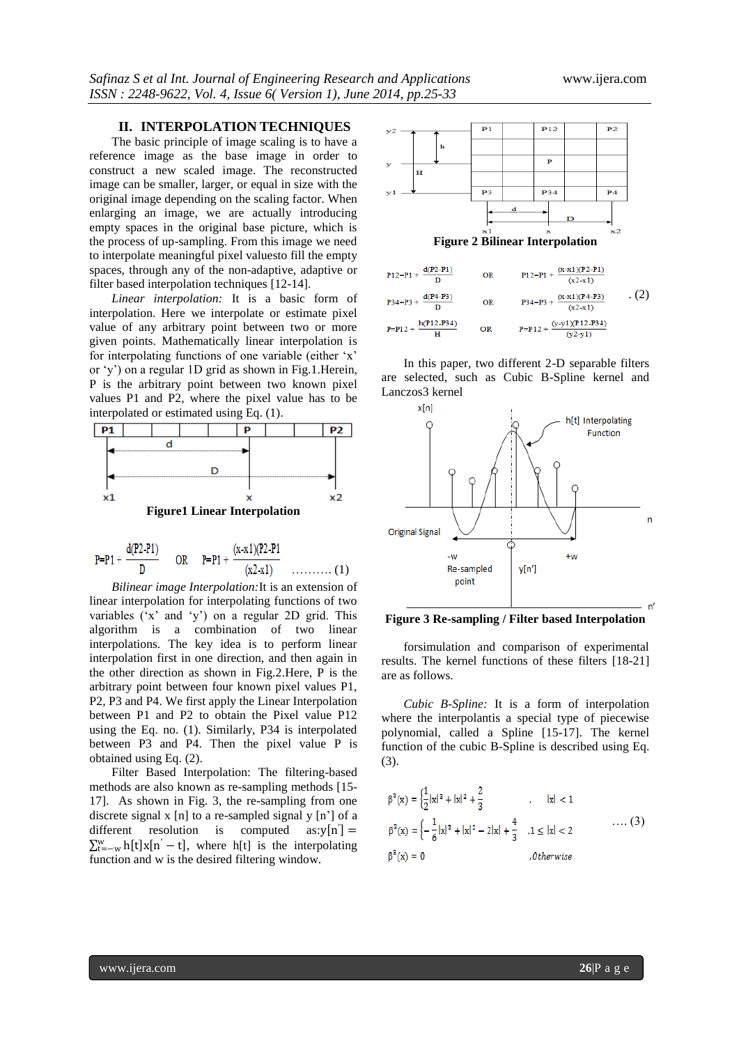## II. INTERPOLATION TECHNIQUES

The basic principle of image scaling is to have a reference image as the base image in order to construct a new scaled image. The reconstructed image can be smaller, larger, or equal in size with the original image depending on the scaling factor. When enlarging an image, we are actually introducing empty spaces in the original base picture, which is the process of up-sampling. From this image we need to interpolate meaningful pixel valuesto fill the empty spaces, through any of the non-adaptive, adaptive or filter based interpolation techniques [12-14].

*Linear interpolation:* It is a basic form of interpolation. Here we interpolate or estimate pixel value of any arbitrary point between two or more given points. Mathematically linear interpolation is useful for interpolating functions of one variable (either 'x' or 'y') on a regular 1D grid as shown in Fig.1.Herein, P is the arbitrary point between two known pixel values P1 and P2, where the pixel value has to be interpolated or estimated using Eq. (1).

**Figure1 Linear Interpolation**

$$P = P1 + \frac{d(P2-P1)}{D} \quad \text{OR} \quad P = P1 + \frac{(x-x1)(P2-P1)}{(x2-x1)} \quad \ldots\ldots\ldots (1)$$

*Bilinear image Interpolation:* It is an extension of linear interpolation for interpolating functions of two variables ('x' and 'y') on a regular 2D grid. This algorithm is a combination of two linear interpolations. The key idea is to perform linear interpolation first in one direction, and then again in the other direction as shown in Fig.2.Here, P is the arbitrary point between four known pixel values P1, P2, P3 and P4. We first apply the Linear Interpolation between P1 and P2 to obtain the Pixel value P12 using the Eq. no. (1). Similarly, P34 is interpolated between P3 and P4. Then the pixel value P is obtained using Eq. (2).

Filter Based Interpolation: The filtering-based methods are also known as re-sampling methods [15-17]. As shown in Fig. 3, the re-sampling from one discrete signal x [n] to a re-sampled signal y [n'] of a different resolution is computed as: $y[n'] = \sum_{t=-w}^{w} h[t]x[n'-t]$, where h[t] is the interpolating function and w is the desired filtering window.

**Figure 2 Bilinear Interpolation**

$$P12 = P1 + \frac{d(P2-P1)}{D} \quad \text{OR} \quad P12 = P1 + \frac{(x-x1)(P2-P1)}{(x2-x1)}$$

$$P34 = P3 + \frac{d(P4-P3)}{D} \quad \text{OR} \quad P34 = P3 + \frac{(x-x1)(P4-P3)}{(x2-x1)} \quad .(2)$$

$$P = P12 + \frac{h(P12-P34)}{H} \quad \text{OR} \quad P = P12 + \frac{(y-y1)(P12-P34)}{(y2-y1)}$$

In this paper, two different 2-D separable filters are selected, such as Cubic B-Spline kernel and Lanczos3 kernel

**Figure 3 Re-sampling / Filter based Interpolation**

forsimulation and comparison of experimental results. The kernel functions of these filters [18-21] are as follows.

*Cubic B-Spline:* It is a form of interpolation where the interpolantis a special type of piecewise polynomial, called a Spline [15-17]. The kernel function of the cubic B-Spline is described using Eq. (3).

$$\beta^3(x) = \left\{\frac{1}{2}|x|^3 + |x|^2 + \frac{2}{3} \right. \quad , \quad |x| < 1$$

$$\beta^3(x) = \left\{-\frac{1}{6}|x|^3 + |x|^2 - 2|x| + \frac{4}{3} \right. \quad , 1 \le |x| < 2 \quad \ldots (3)$$

$$\beta^3(x) = 0 \quad , Otherwise$$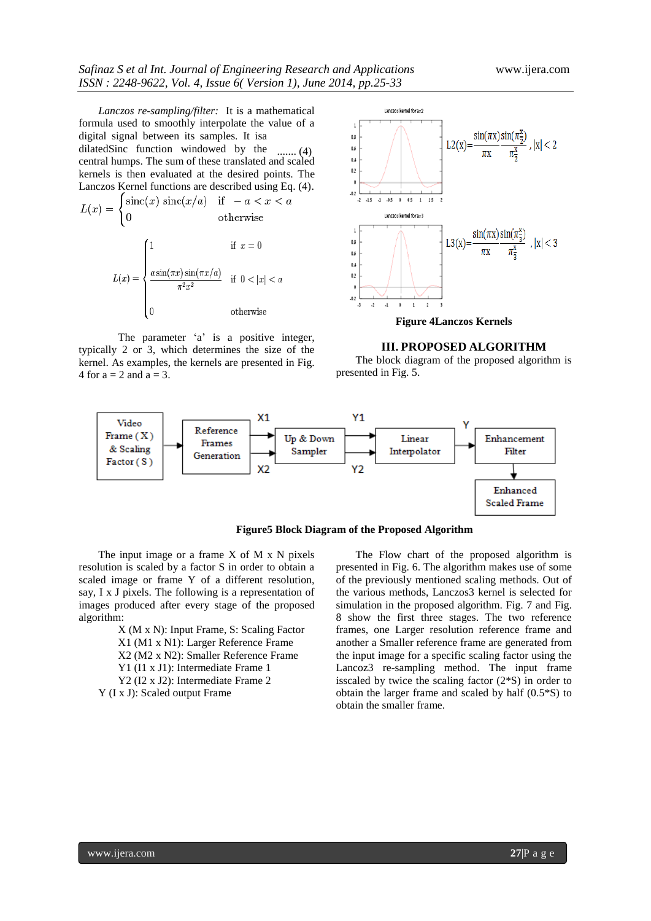*Lanczos re-sampling/filter:* It is a mathematical formula used to smoothly interpolate the value of a digital signal between its samples. It isa dilatedSinc function windowed by the central humps. The sum of these translated and scaled kernels is then evaluated at the desired points. The Lanczos Kernel functions are described using Eq. (4).

$$L(x) = \begin{cases} \text{sinc}(x)\ \text{sinc}(x/a) & \text{if } -a < x < a \\ 0 & \text{otherwise} \end{cases} \quad \text{....... (4)}$$

$$L(x) = \begin{cases} 1 & \text{if } x = 0 \\ \dfrac{a\sin(\pi x)\sin(\pi x/a)}{\pi^2 x^2} & \text{if } 0 < |x| < a \\ 0 & \text{otherwise} \end{cases}$$

The parameter 'a' is a positive integer, typically 2 or 3, which determines the size of the kernel. As examples, the kernels are presented in Fig. 4 for a = 2 and a = 3.

$$L2(x) = \frac{\sin(\pi x)}{\pi x}\frac{\sin(\pi \frac{x}{2})}{\pi \frac{x}{2}}, |x| < 2$$

$$L3(x) = \frac{\sin(\pi x)}{\pi x}\frac{\sin(\pi \frac{x}{3})}{\pi \frac{x}{3}}, |x| < 3$$

**Figure 4Lanczos Kernels**

## III. PROPOSED ALGORITHM

The block diagram of the proposed algorithm is presented in Fig. 5.

**Figure5 Block Diagram of the Proposed Algorithm**

The input image or a frame X of M x N pixels resolution is scaled by a factor S in order to obtain a scaled image or frame Y of a different resolution, say, I x J pixels. The following is a representation of images produced after every stage of the proposed algorithm:

X (M x N): Input Frame, S: Scaling Factor
X1 (M1 x N1): Larger Reference Frame
X2 (M2 x N2): Smaller Reference Frame
Y1 (I1 x J1): Intermediate Frame 1
Y2 (I2 x J2): Intermediate Frame 2
Y (I x J): Scaled output Frame

The Flow chart of the proposed algorithm is presented in Fig. 6. The algorithm makes use of some of the previously mentioned scaling methods. Out of the various methods, Lanczos3 kernel is selected for simulation in the proposed algorithm. Fig. 7 and Fig. 8 show the first three stages. The two reference frames, one Larger resolution reference frame and another a Smaller reference frame are generated from the input image for a specific scaling factor using the Lancoz3 re-sampling method. The input frame isscaled by twice the scaling factor (2*S) in order to obtain the larger frame and scaled by half (0.5*S) to obtain the smaller frame.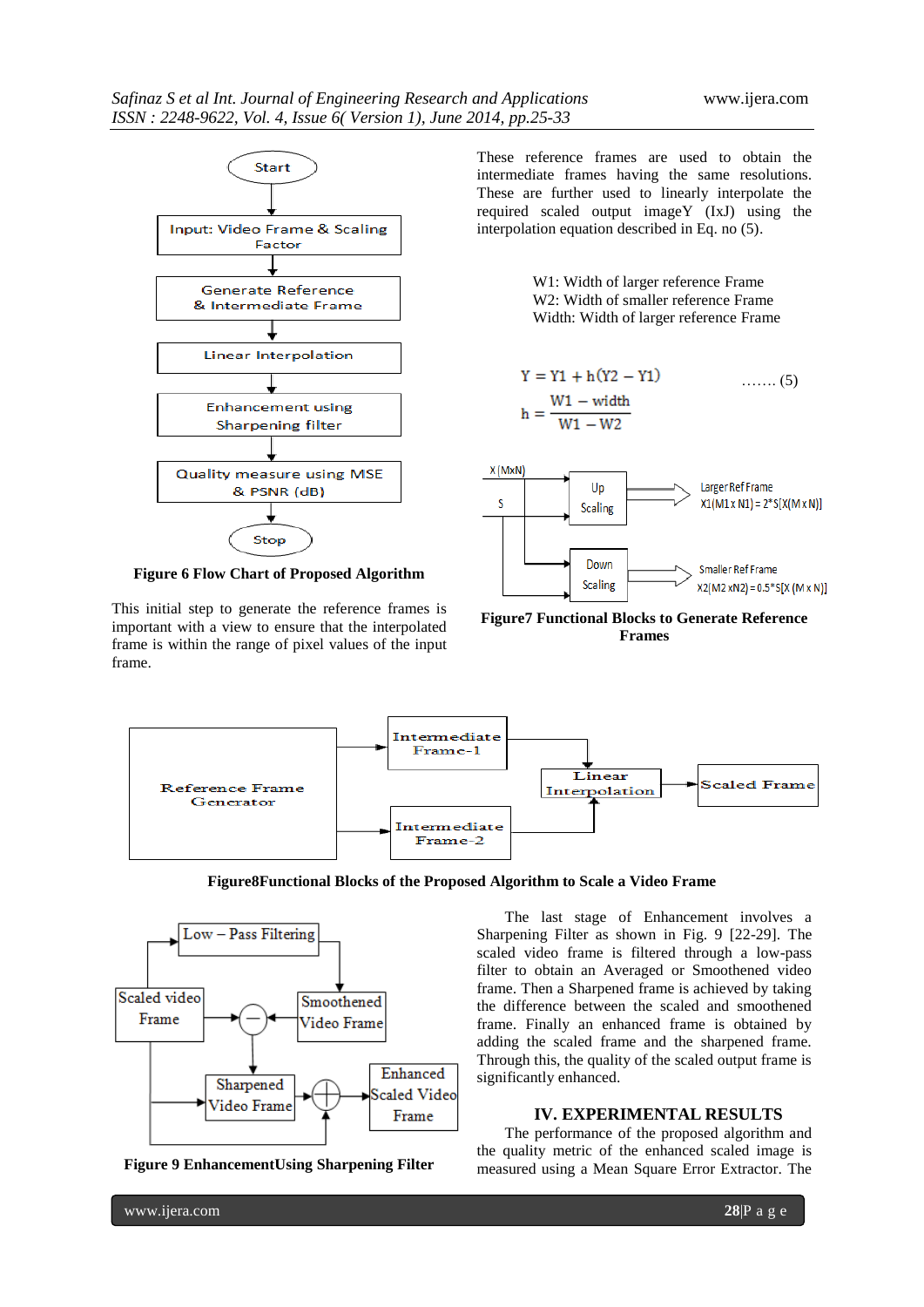Figure 6 Flow Chart of Proposed Algorithm

This initial step to generate the reference frames is important with a view to ensure that the interpolated frame is within the range of pixel values of the input frame.

These reference frames are used to obtain the intermediate frames having the same resolutions. These are further used to linearly interpolate the required scaled output imageY (IxJ) using the interpolation equation described in Eq. no (5).

W1: Width of larger reference Frame
W2: Width of smaller reference Frame
Width: Width of larger reference Frame

$$Y = Y1 + h(Y2 - Y1) \quad \ldots\ldots (5)$$

$$h = \frac{W1 - width}{W1 - W2}$$

Figure7 Functional Blocks to Generate Reference Frames

Figure8Functional Blocks of the Proposed Algorithm to Scale a Video Frame

Figure 9 EnhancementUsing Sharpening Filter

The last stage of Enhancement involves a Sharpening Filter as shown in Fig. 9 [22-29]. The scaled video frame is filtered through a low-pass filter to obtain an Averaged or Smoothened video frame. Then a Sharpened frame is achieved by taking the difference between the scaled and smoothened frame. Finally an enhanced frame is obtained by adding the scaled frame and the sharpened frame. Through this, the quality of the scaled output frame is significantly enhanced.

## IV. EXPERIMENTAL RESULTS

The performance of the proposed algorithm and the sharpening metric of the enhanced scaled image is measured using a Mean Square Error Extractor. The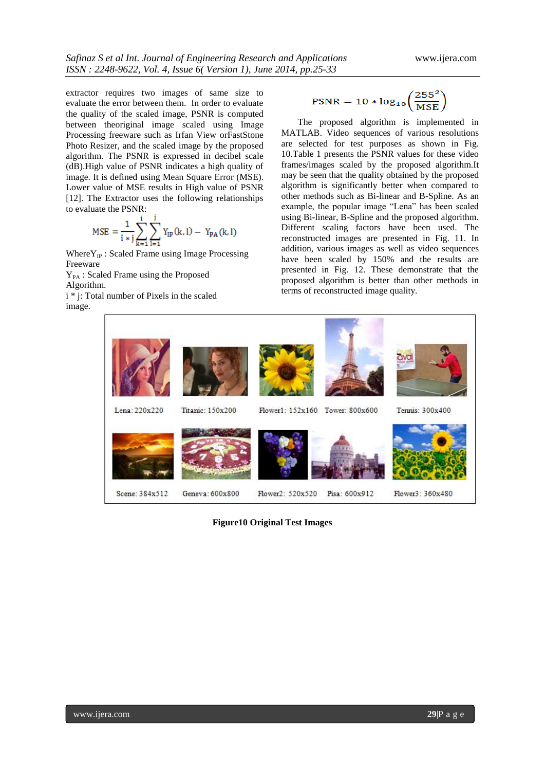extractor requires two images of same size to evaluate the error between them. In order to evaluate the quality of the scaled image, PSNR is computed between theoriginal image scaled using Image Processing freeware such as Irfan View orFastStone Photo Resizer, and the scaled image by the proposed algorithm. The PSNR is expressed in decibel scale (dB).High value of PSNR indicates a high quality of image. It is defined using Mean Square Error (MSE). Lower value of MSE results in High value of PSNR [12]. The Extractor uses the following relationships to evaluate the PSNR:

$$MSE = \frac{1}{i * j} \sum_{k=1}^{i} \sum_{l=1}^{j} Y_{IP}(k,l) - Y_{PA}(k,l)$$

Where $Y_{IP}$ : Scaled Frame using Image Processing Freeware

$Y_{PA}$ : Scaled Frame using the Proposed Algorithm.

i * j: Total number of Pixels in the scaled image.

$$PSNR = 10 * \log_{10}\left(\frac{255^2}{MSE}\right)$$

The proposed algorithm is implemented in MATLAB. Video sequences of various resolutions are selected for test purposes as shown in Fig. 10.Table 1 presents the PSNR values for these video frames/images scaled by the proposed algorithm.It may be seen that the quality obtained by the proposed algorithm is significantly better when compared to other methods such as Bi-linear and B-Spline. As an example, the popular image "Lena" has been scaled using Bi-linear, B-Spline and the proposed algorithm. Different scaling factors have been used. The reconstructed images are presented in Fig. 11. In addition, various images as well as video sequences have been scaled by 150% and the results are presented in Fig. 12. These demonstrate that the proposed algorithm is better than other methods in terms of reconstructed image quality.

Lena: 220x220 | Titanic: 150x200 | Flower1: 152x160 | Tower: 800x600 | Tennis: 300x400

Scene: 384x512 | Geneva: 600x800 | Flower2: 520x520 | Pisa: 600x912 | Flower3: 360x480

**Figure10 Original Test Images**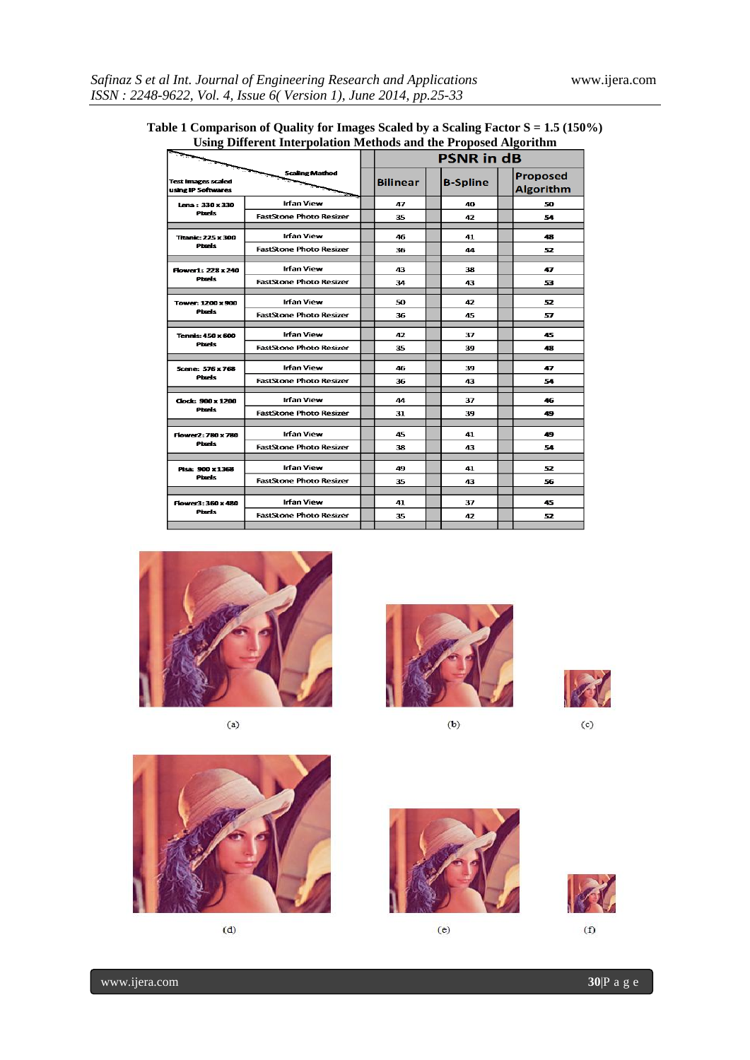**Table 1 Comparison of Quality for Images Scaled by a Scaling Factor S = 1.5 (150%) Using Different Interpolation Methods and the Proposed Algorithm**

| Test Images scaled using IP Softwares | Scaling Method | PSNR in dB | | |
|---|---|---|---|---|
| | | Bilinear | B-Spline | Proposed Algorithm |
| Lena : 330 x 330 Pixels | Irfan View | 47 | 40 | 50 |
| | FastStone Photo Resizer | 35 | 42 | 54 |
| Titanic: 225 x 300 Pixels | Irfan View | 46 | 41 | 48 |
| | FastStone Photo Resizer | 36 | 44 | 52 |
| Flower1: 228 x 240 Pixels | Irfan View | 43 | 38 | 47 |
| | FastStone Photo Resizer | 34 | 43 | 53 |
| Tower: 1200 x 900 Pixels | Irfan View | 50 | 42 | 52 |
| | FastStone Photo Resizer | 36 | 45 | 57 |
| Tennis: 450 x 600 Pixels | Irfan View | 42 | 37 | 45 |
| | FastStone Photo Resizer | 35 | 39 | 48 |
| Scene: 576 x 768 Pixels | Irfan View | 46 | 39 | 47 |
| | FastStone Photo Resizer | 36 | 43 | 54 |
| Clock: 900 x 1200 Pixels | Irfan View | 44 | 37 | 46 |
| | FastStone Photo Resizer | 31 | 39 | 49 |
| Flower2: 780 x 780 Pixels | Irfan View | 45 | 41 | 49 |
| | FastStone Photo Resizer | 38 | 43 | 54 |
| Pisa: 900 x 1368 Pixels | Irfan View | 49 | 41 | 52 |
| | FastStone Photo Resizer | 35 | 43 | 56 |
| Flower3: 360 x 480 Pixels | Irfan View | 41 | 37 | 45 |
| | FastStone Photo Resizer | 35 | 42 | 52 |

(a) (b) (c)

(d) (e) (f)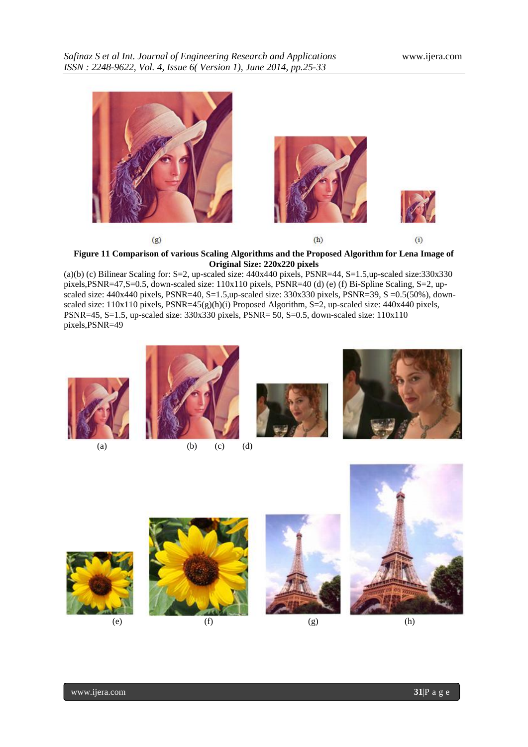(g) (h) (i)

**Figure 11 Comparison of various Scaling Algorithms and the Proposed Algorithm for Lena Image of Original Size: 220x220 pixels**

(a)(b) (c) Bilinear Scaling for: S=2, up-scaled size: 440x440 pixels, PSNR=44, S=1.5,up-scaled size:330x330 pixels,PSNR=47,S=0.5, down-scaled size: 110x110 pixels, PSNR=40 (d) (e) (f) Bi-Spline Scaling, S=2, up-scaled size: 440x440 pixels, PSNR=40, S=1.5,up-scaled size: 330x330 pixels, PSNR=39, S =0.5(50%), down-scaled size: 110x110 pixels, PSNR=45(g)(h)(i) Proposed Algorithm, S=2, up-scaled size: 440x440 pixels, PSNR=45, S=1.5, up-scaled size: 330x330 pixels, PSNR= 50, S=0.5, down-scaled size: 110x110 pixels,PSNR=49

(a) (b) (c) (d)

(e) (f) (g) (h)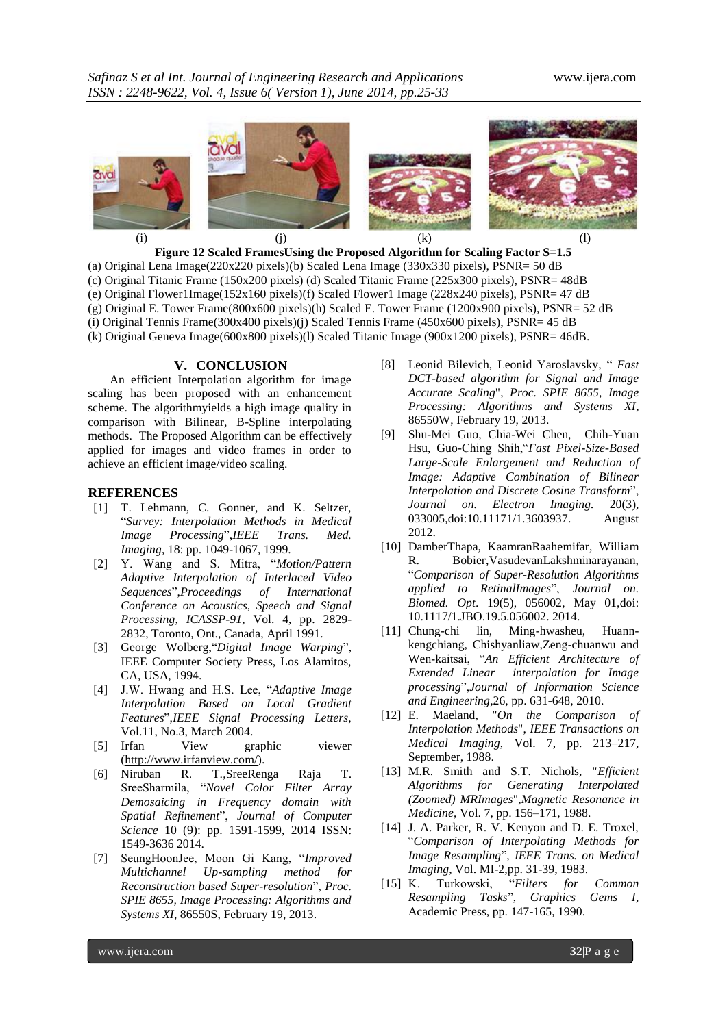(i) (j) (k) (l)

**Figure 12 Scaled FramesUsing the Proposed Algorithm for Scaling Factor S=1.5**

(a) Original Lena Image(220x220 pixels)(b) Scaled Lena Image (330x330 pixels), PSNR= 50 dB
(c) Original Titanic Frame (150x200 pixels) (d) Scaled Titanic Frame (225x300 pixels), PSNR= 48dB
(e) Original Flower1Image(152x160 pixels)(f) Scaled Flower1 Image (228x240 pixels), PSNR= 47 dB
(g) Original E. Tower Frame(800x600 pixels)(h) Scaled E. Tower Frame (1200x900 pixels), PSNR= 52 dB
(i) Original Tennis Frame(300x400 pixels)(j) Scaled Tennis Frame (450x600 pixels), PSNR= 45 dB
(k) Original Geneva Image(600x800 pixels)(l) Scaled Titanic Image (900x1200 pixels), PSNR= 46dB.

## V. CONCLUSION

An efficient Interpolation algorithm for image scaling has been proposed with an enhancement scheme. The algorithmyields a high image quality in comparison with Bilinear, B-Spline interpolating methods. The Proposed Algorithm can be effectively applied for images and video frames in order to achieve an efficient image/video scaling.

## REFERENCES

[1] T. Lehmann, C. Gonner, and K. Seltzer, "*Survey: Interpolation Methods in Medical Image Processing*",*IEEE Trans. Med. Imaging*, 18: pp. 1049-1067, 1999.

[2] Y. Wang and S. Mitra, "*Motion/Pattern Adaptive Interpolation of Interlaced Video Sequences*",*Proceedings of International Conference on Acoustics, Speech and Signal Processing, ICASSP-91*, Vol. 4, pp. 2829-2832, Toronto, Ont., Canada, April 1991.

[3] George Wolberg,"*Digital Image Warping*", IEEE Computer Society Press, Los Alamitos, CA, USA, 1994.

[4] J.W. Hwang and H.S. Lee, "*Adaptive Image Interpolation Based on Local Gradient Features*",*IEEE Signal Processing Letters*, Vol.11, No.3, March 2004.

[5] Irfan View graphic viewer (http://www.irfanview.com/).

[6] Niruban R. T.,SreeRenga Raja T. SreeSharmila, "*Novel Color Filter Array Demosaicing in Frequency domain with Spatial Refinement*", *Journal of Computer Science* 10 (9): pp. 1591-1599, 2014 ISSN: 1549-3636 2014.

[7] SeungHoonJee, Moon Gi Kang, "*Improved Multichannel Up-sampling method for Reconstruction based Super-resolution*", *Proc. SPIE 8655, Image Processing: Algorithms and Systems XI*, 86550S, February 19, 2013.

[8] Leonid Bilevich, Leonid Yaroslavsky, " *Fast DCT-based algorithm for Signal and Image Accurate Scaling*", *Proc. SPIE 8655, Image Processing: Algorithms and Systems XI*, 86550W, February 19, 2013.

[9] Shu-Mei Guo, Chia-Wei Chen, Chih-Yuan Hsu, Guo-Ching Shih,"*Fast Pixel-Size-Based Large-Scale Enlargement and Reduction of Image: Adaptive Combination of Bilinear Interpolation and Discrete Cosine Transform*", *Journal on. Electron Imaging.* 20(3), 033005,doi:10.11171/1.3603937. August 2012.

[10] DamberThapa, KaamranRaahemifar, William R. Bobier,VasudevanLakshminarayanan, "*Comparison of Super-Resolution Algorithms applied to RetinalImages*", *Journal on. Biomed. Opt*. 19(5), 056002, May 01,doi: 10.1117/1.JBO.19.5.056002. 2014.

[11] Chung-chi lin, Ming-hwasheu, Huann-kengchiang, Chishyanliaw,Zeng-chuanwu and Wen-kaitsai, "*An Efficient Architecture of Extended Linear interpolation for Image processing*",*Journal of Information Science and Engineering*,26, pp. 631-648, 2010.

[12] E. Maeland, "*On the Comparison of Interpolation Methods*", *IEEE Transactions on Medical Imaging*, Vol. 7, pp. 213–217, September, 1988.

[13] M.R. Smith and S.T. Nichols, "*Efficient Algorithms for Generating Interpolated (Zoomed) MRImages*",*Magnetic Resonance in Medicine*, Vol. 7, pp. 156–171, 1988.

[14] J. A. Parker, R. V. Kenyon and D. E. Troxel, "*Comparison of Interpolating Methods for Image Resampling*", *IEEE Trans. on Medical Imaging*, Vol. MI-2,pp. 31-39, 1983.

[15] K. Turkowski, "*Filters for Common Resampling Tasks*", *Graphics Gems I*, Academic Press, pp. 147-165, 1990.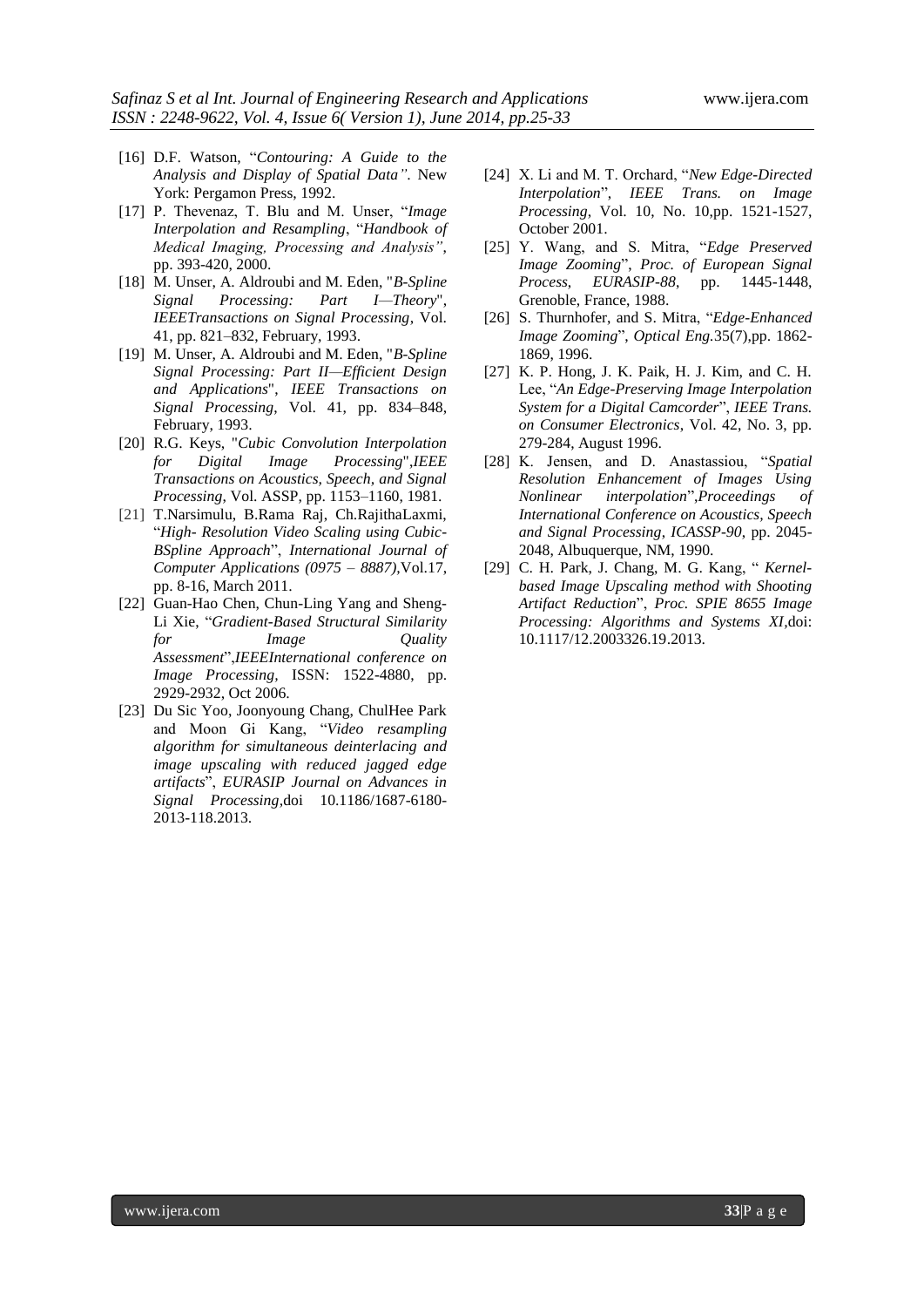[16] D.F. Watson, "*Contouring: A Guide to the Analysis and Display of Spatial Data".* New York: Pergamon Press, 1992.

[17] P. Thevenaz, T. Blu and M. Unser, "*Image Interpolation and Resampling*, "*Handbook of Medical Imaging, Processing and Analysis"*, pp. 393-420, 2000.

[18] M. Unser, A. Aldroubi and M. Eden, "*B-Spline Signal Processing: Part I—Theory*", *IEEETransactions on Signal Processing*, Vol. 41, pp. 821–832, February, 1993.

[19] M. Unser, A. Aldroubi and M. Eden, "*B-Spline Signal Processing: Part II—Efficient Design and Applications*", *IEEE Transactions on Signal Processing*, Vol. 41, pp. 834–848, February, 1993.

[20] R.G. Keys, "*Cubic Convolution Interpolation for Digital Image Processing*",*IEEE Transactions on Acoustics, Speech, and Signal Processing*, Vol. ASSP, pp. 1153–1160, 1981.

[21] T.Narsimulu, B.Rama Raj, Ch.RajithaLaxmi, "*High- Resolution Video Scaling using Cubic-BSpline Approach*", *International Journal of Computer Applications (0975 – 8887)*,Vol.17, pp. 8-16, March 2011.

[22] Guan-Hao Chen, Chun-Ling Yang and Sheng-Li Xie, "*Gradient-Based Structural Similarity for Image Quality Assessment*",*IEEEInternational conference on Image Processing*, ISSN: 1522-4880, pp. 2929-2932, Oct 2006.

[23] Du Sic Yoo, Joonyoung Chang, ChulHee Park and Moon Gi Kang, "*Video resampling algorithm for simultaneous deinterlacing and image upscaling with reduced jagged edge artifacts*", *EURASIP Journal on Advances in Signal Processing*,doi 10.1186/1687-6180-2013-118.2013.

[24] X. Li and M. T. Orchard, "*New Edge-Directed Interpolation*", *IEEE Trans. on Image Processing*, Vol. 10, No. 10,pp. 1521-1527, October 2001.

[25] Y. Wang, and S. Mitra, "*Edge Preserved Image Zooming*", *Proc. of European Signal Process, EURASIP-88*, pp. 1445-1448, Grenoble, France, 1988.

[26] S. Thurnhofer, and S. Mitra, "*Edge-Enhanced Image Zooming*", *Optical Eng.*35(7),pp. 1862-1869, 1996.

[27] K. P. Hong, J. K. Paik, H. J. Kim, and C. H. Lee, "*An Edge-Preserving Image Interpolation System for a Digital Camcorder*", *IEEE Trans. on Consumer Electronics*, Vol. 42, No. 3, pp. 279-284, August 1996.

[28] K. Jensen, and D. Anastassiou, "*Spatial Resolution Enhancement of Images Using Nonlinear interpolation*",*Proceedings of International Conference on Acoustics, Speech and Signal Processing, ICASSP-90*, pp. 2045-2048, Albuquerque, NM, 1990.

[29] C. H. Park, J. Chang, M. G. Kang, " *Kernel-based Image Upscaling method with Shooting Artifact Reduction*", *Proc. SPIE 8655 Image Processing: Algorithms and Systems XI*,doi: 10.1117/12.2003326.19.2013.